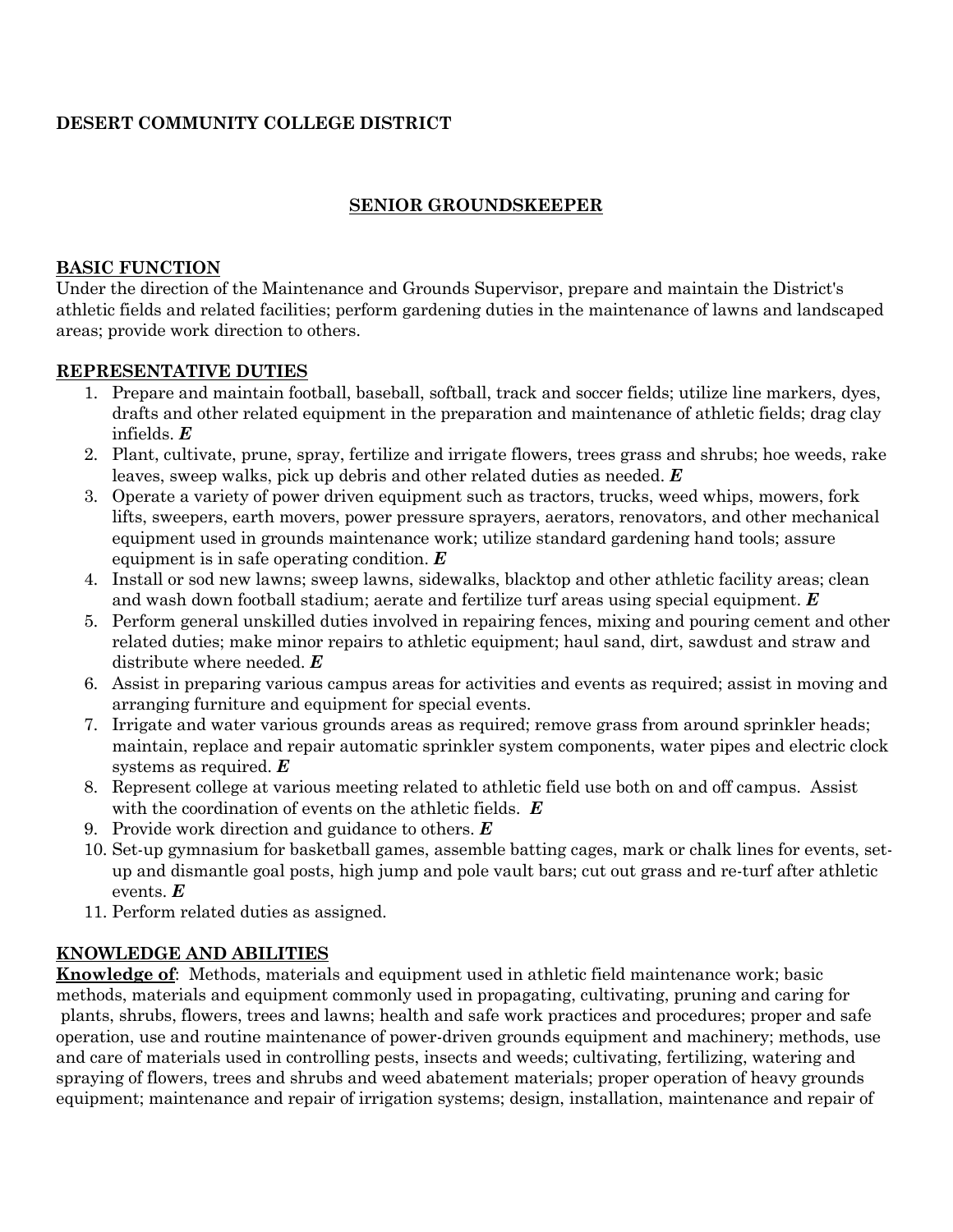**DESERT COMMUNITY COLLEGE DISTRICT**

## SENIOR GROUNDSKEEPER

### BASIC FUNCTION

Under the direction of the Maintenance and Grounds Supervisor, prepare and maintain the District's athletic fields and related facilities; perform gardening duties in the maintenance of lawns and landscaped areas; provide work direction to others.

### REPRESENTATIVE DUTIES

1. Prepare and maintain football, baseball, softball, track and soccer fields; utilize line markers, dyes, drafts and other related equipment in the preparation and maintenance of athletic fields; drag clay infields. ***E***
2. Plant, cultivate, prune, spray, fertilize and irrigate flowers, trees grass and shrubs; hoe weeds, rake leaves, sweep walks, pick up debris and other related duties as needed. ***E***
3. Operate a variety of power driven equipment such as tractors, trucks, weed whips, mowers, fork lifts, sweepers, earth movers, power pressure sprayers, aerators, renovators, and other mechanical equipment used in grounds maintenance work; utilize standard gardening hand tools; assure equipment is in safe operating condition. ***E***
4. Install or sod new lawns; sweep lawns, sidewalks, blacktop and other athletic facility areas; clean and wash down football stadium; aerate and fertilize turf areas using special equipment. ***E***
5. Perform general unskilled duties involved in repairing fences, mixing and pouring cement and other related duties; make minor repairs to athletic equipment; haul sand, dirt, sawdust and straw and distribute where needed. ***E***
6. Assist in preparing various campus areas for activities and events as required; assist in moving and arranging furniture and equipment for special events.
7. Irrigate and water various grounds areas as required; remove grass from around sprinkler heads; maintain, replace and repair automatic sprinkler system components, water pipes and electric clock systems as required. ***E***
8. Represent college at various meeting related to athletic field use both on and off campus. Assist with the coordination of events on the athletic fields. ***E***
9. Provide work direction and guidance to others. ***E***
10. Set-up gymnasium for basketball games, assemble batting cages, mark or chalk lines for events, set-up and dismantle goal posts, high jump and pole vault bars; cut out grass and re-turf after athletic events. ***E***
11. Perform related duties as assigned.

### KNOWLEDGE AND ABILITIES

**Knowledge of**: Methods, materials and equipment used in athletic field maintenance work; basic methods, materials and equipment commonly used in propagating, cultivating, pruning and caring for plants, shrubs, flowers, trees and lawns; health and safe work practices and procedures; proper and safe operation, use and routine maintenance of power-driven grounds equipment and machinery; methods, use and care of materials used in controlling pests, insects and weeds; cultivating, fertilizing, watering and spraying of flowers, trees and shrubs and weed abatement materials; proper operation of heavy grounds equipment; maintenance and repair of irrigation systems; design, installation, maintenance and repair of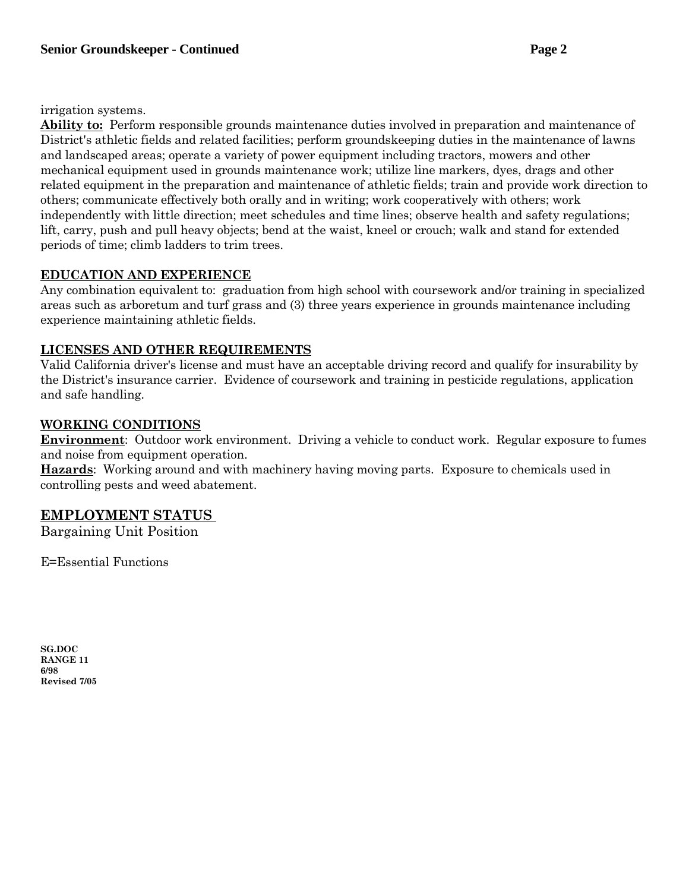irrigation systems.

**Ability to:** Perform responsible grounds maintenance duties involved in preparation and maintenance of District's athletic fields and related facilities; perform groundskeeping duties in the maintenance of lawns and landscaped areas; operate a variety of power equipment including tractors, mowers and other mechanical equipment used in grounds maintenance work; utilize line markers, dyes, drags and other related equipment in the preparation and maintenance of athletic fields; train and provide work direction to others; communicate effectively both orally and in writing; work cooperatively with others; work independently with little direction; meet schedules and time lines; observe health and safety regulations; lift, carry, push and pull heavy objects; bend at the waist, kneel or crouch; walk and stand for extended periods of time; climb ladders to trim trees.

## EDUCATION AND EXPERIENCE

Any combination equivalent to: graduation from high school with coursework and/or training in specialized areas such as arboretum and turf grass and (3) three years experience in grounds maintenance including experience maintaining athletic fields.

## LICENSES AND OTHER REQUIREMENTS

Valid California driver's license and must have an acceptable driving record and qualify for insurability by the District's insurance carrier. Evidence of coursework and training in pesticide regulations, application and safe handling.

## WORKING CONDITIONS

**Environment**: Outdoor work environment. Driving a vehicle to conduct work. Regular exposure to fumes and noise from equipment operation.

**Hazards**: Working around and with machinery having moving parts. Exposure to chemicals used in controlling pests and weed abatement.

## EMPLOYMENT STATUS

Bargaining Unit Position

E=Essential Functions

**SG.DOC**
**RANGE 11**
**6/98**
**Revised 7/05**